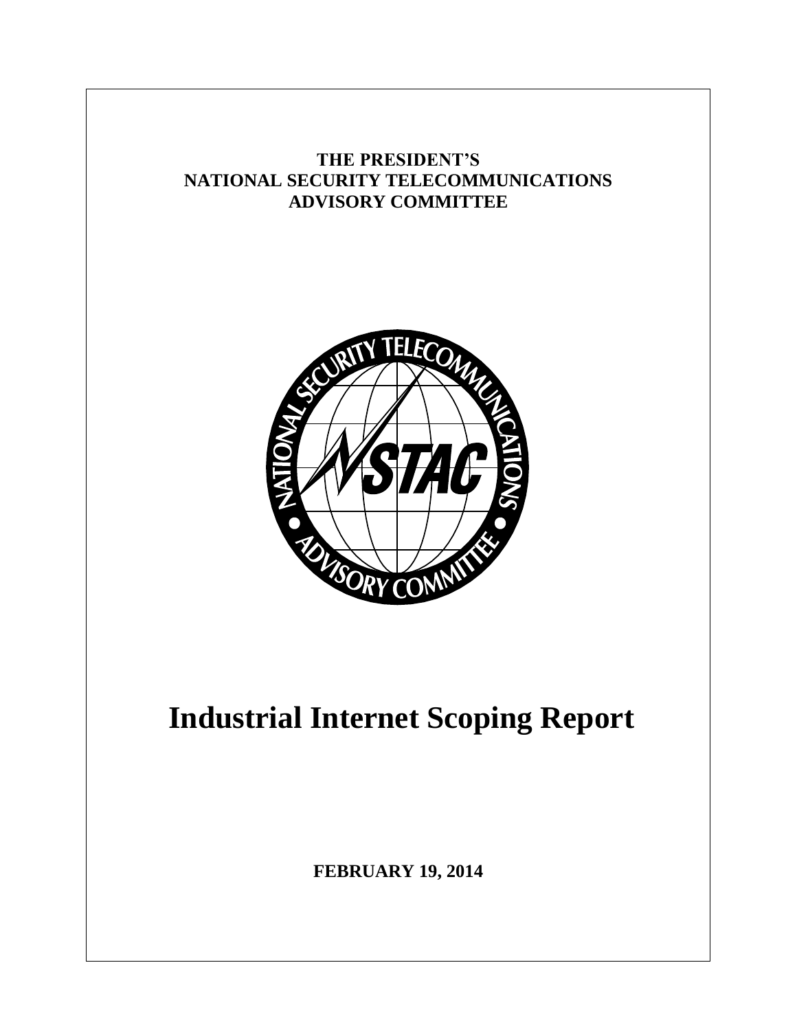**THE PRESIDENT'S**
**NATIONAL SECURITY TELECOMMUNICATIONS**
**ADVISORY COMMITTEE**

# Industrial Internet Scoping Report

**FEBRUARY 19, 2014**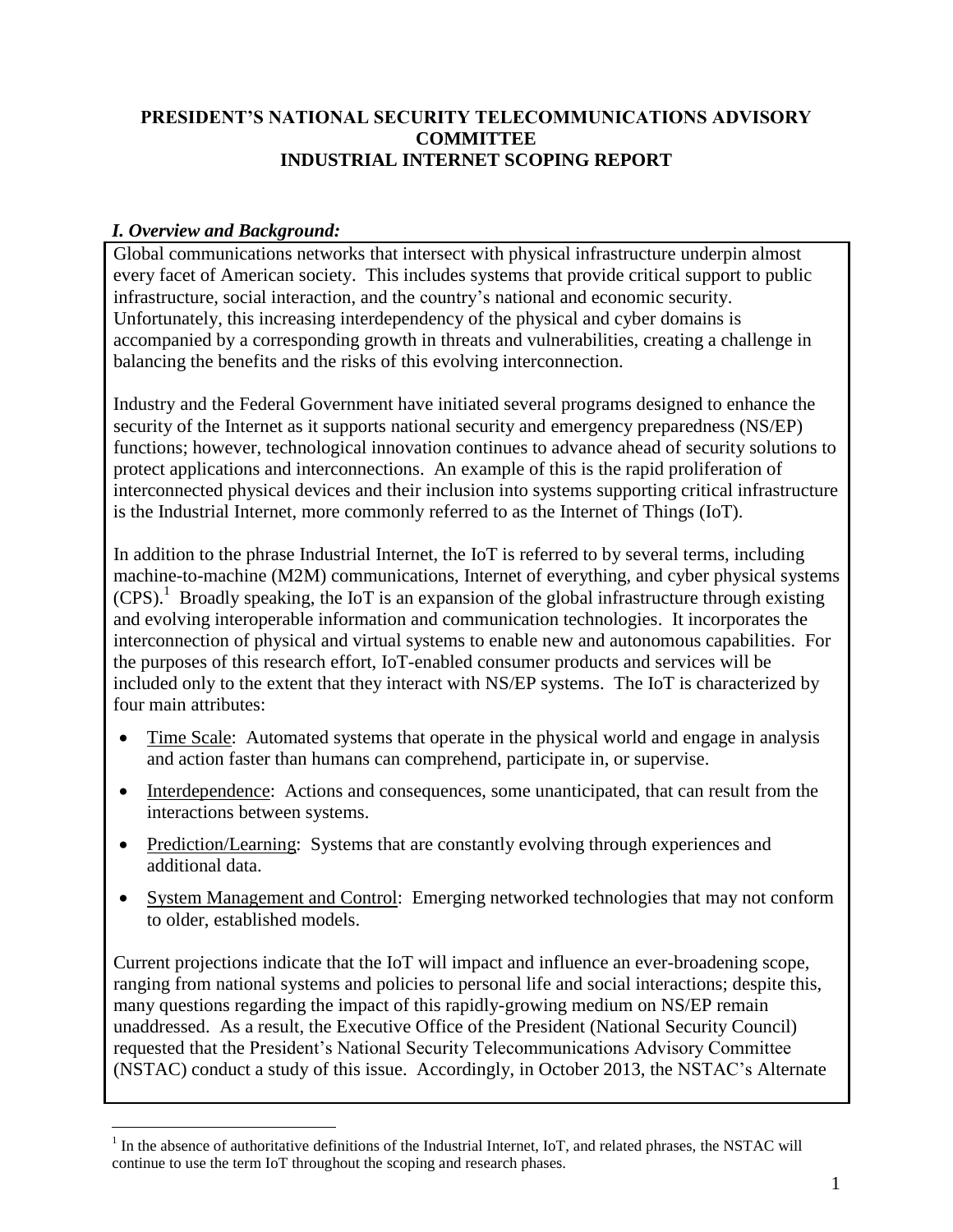**PRESIDENT'S NATIONAL SECURITY TELECOMMUNICATIONS ADVISORY COMMITTEE**
**INDUSTRIAL INTERNET SCOPING REPORT**

### *I. Overview and Background:*

Global communications networks that intersect with physical infrastructure underpin almost every facet of American society. This includes systems that provide critical support to public infrastructure, social interaction, and the country's national and economic security. Unfortunately, this increasing interdependency of the physical and cyber domains is accompanied by a corresponding growth in threats and vulnerabilities, creating a challenge in balancing the benefits and the risks of this evolving interconnection.

Industry and the Federal Government have initiated several programs designed to enhance the security of the Internet as it supports national security and emergency preparedness (NS/EP) functions; however, technological innovation continues to advance ahead of security solutions to protect applications and interconnections. An example of this is the rapid proliferation of interconnected physical devices and their inclusion into systems supporting critical infrastructure is the Industrial Internet, more commonly referred to as the Internet of Things (IoT).

In addition to the phrase Industrial Internet, the IoT is referred to by several terms, including machine-to-machine (M2M) communications, Internet of everything, and cyber physical systems (CPS).[1] Broadly speaking, the IoT is an expansion of the global infrastructure through existing and evolving interoperable information and communication technologies. It incorporates the interconnection of physical and virtual systems to enable new and autonomous capabilities. For the purposes of this research effort, IoT-enabled consumer products and services will be included only to the extent that they interact with NS/EP systems. The IoT is characterized by four main attributes:

- Time Scale: Automated systems that operate in the physical world and engage in analysis and action faster than humans can comprehend, participate in, or supervise.
- Interdependence: Actions and consequences, some unanticipated, that can result from the interactions between systems.
- Prediction/Learning: Systems that are constantly evolving through experiences and additional data.
- System Management and Control: Emerging networked technologies that may not conform to older, established models.

Current projections indicate that the IoT will impact and influence an ever-broadening scope, ranging from national systems and policies to personal life and social interactions; despite this, many questions regarding the impact of this rapidly-growing medium on NS/EP remain unaddressed. As a result, the Executive Office of the President (National Security Council) requested that the President's National Security Telecommunications Advisory Committee (NSTAC) conduct a study of this issue. Accordingly, in October 2013, the NSTAC's Alternate

[1] In the absence of authoritative definitions of the Industrial Internet, IoT, and related phrases, the NSTAC will continue to use the term IoT throughout the scoping and research phases.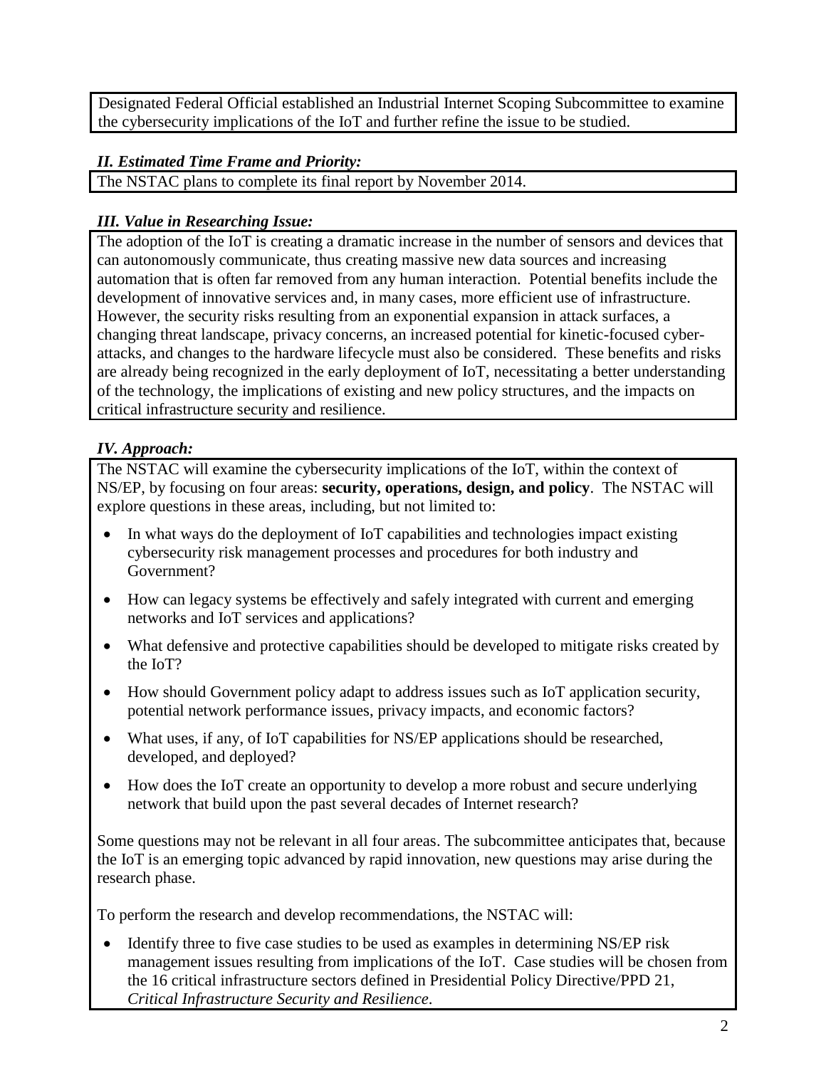Designated Federal Official established an Industrial Internet Scoping Subcommittee to examine the cybersecurity implications of the IoT and further refine the issue to be studied.

### *II. Estimated Time Frame and Priority:*

The NSTAC plans to complete its final report by November 2014.

### *III. Value in Researching Issue:*

The adoption of the IoT is creating a dramatic increase in the number of sensors and devices that can autonomously communicate, thus creating massive new data sources and increasing automation that is often far removed from any human interaction. Potential benefits include the development of innovative services and, in many cases, more efficient use of infrastructure. However, the security risks resulting from an exponential expansion in attack surfaces, a changing threat landscape, privacy concerns, an increased potential for kinetic-focused cyber-attacks, and changes to the hardware lifecycle must also be considered. These benefits and risks are already being recognized in the early deployment of IoT, necessitating a better understanding of the technology, the implications of existing and new policy structures, and the impacts on critical infrastructure security and resilience.

### *IV. Approach:*

The NSTAC will examine the cybersecurity implications of the IoT, within the context of NS/EP, by focusing on four areas: **security, operations, design, and policy**. The NSTAC will explore questions in these areas, including, but not limited to:

- In what ways do the deployment of IoT capabilities and technologies impact existing cybersecurity risk management processes and procedures for both industry and Government?
- How can legacy systems be effectively and safely integrated with current and emerging networks and IoT services and applications?
- What defensive and protective capabilities should be developed to mitigate risks created by the IoT?
- How should Government policy adapt to address issues such as IoT application security, potential network performance issues, privacy impacts, and economic factors?
- What uses, if any, of IoT capabilities for NS/EP applications should be researched, developed, and deployed?
- How does the IoT create an opportunity to develop a more robust and secure underlying network that build upon the past several decades of Internet research?

Some questions may not be relevant in all four areas. The subcommittee anticipates that, because the IoT is an emerging topic advanced by rapid innovation, new questions may arise during the research phase.

To perform the research and develop recommendations, the NSTAC will:

- Identify three to five case studies to be used as examples in determining NS/EP risk management issues resulting from implications of the IoT. Case studies will be chosen from the 16 critical infrastructure sectors defined in Presidential Policy Directive/PPD 21, *Critical Infrastructure Security and Resilience*.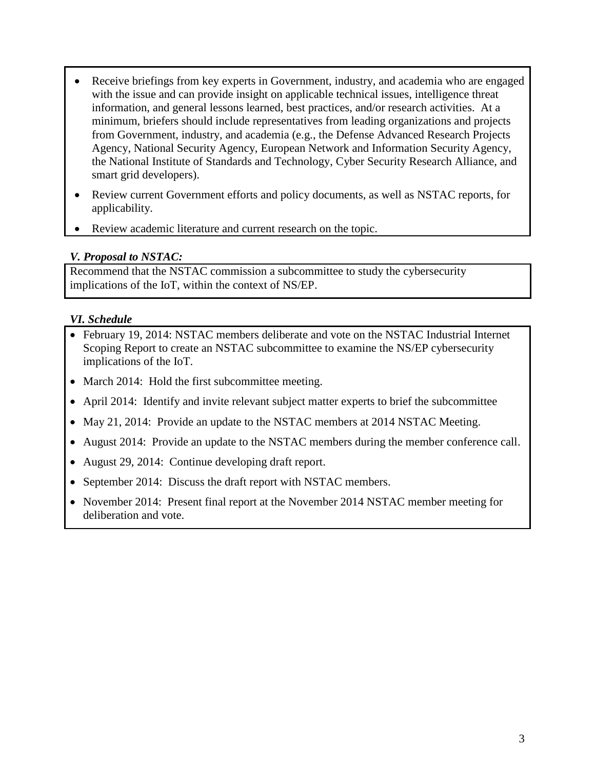- Receive briefings from key experts in Government, industry, and academia who are engaged with the issue and can provide insight on applicable technical issues, intelligence threat information, and general lessons learned, best practices, and/or research activities. At a minimum, briefers should include representatives from leading organizations and projects from Government, industry, and academia (e.g., the Defense Advanced Research Projects Agency, National Security Agency, European Network and Information Security Agency, the National Institute of Standards and Technology, Cyber Security Research Alliance, and smart grid developers).
- Review current Government efforts and policy documents, as well as NSTAC reports, for applicability.
- Review academic literature and current research on the topic.

### *V. Proposal to NSTAC:*

Recommend that the NSTAC commission a subcommittee to study the cybersecurity implications of the IoT, within the context of NS/EP.

### *VI. Schedule*

- February 19, 2014: NSTAC members deliberate and vote on the NSTAC Industrial Internet Scoping Report to create an NSTAC subcommittee to examine the NS/EP cybersecurity implications of the IoT.
- March 2014: Hold the first subcommittee meeting.
- April 2014: Identify and invite relevant subject matter experts to brief the subcommittee
- May 21, 2014: Provide an update to the NSTAC members at 2014 NSTAC Meeting.
- August 2014: Provide an update to the NSTAC members during the member conference call.
- August 29, 2014: Continue developing draft report.
- September 2014: Discuss the draft report with NSTAC members.
- November 2014: Present final report at the November 2014 NSTAC member meeting for deliberation and vote.